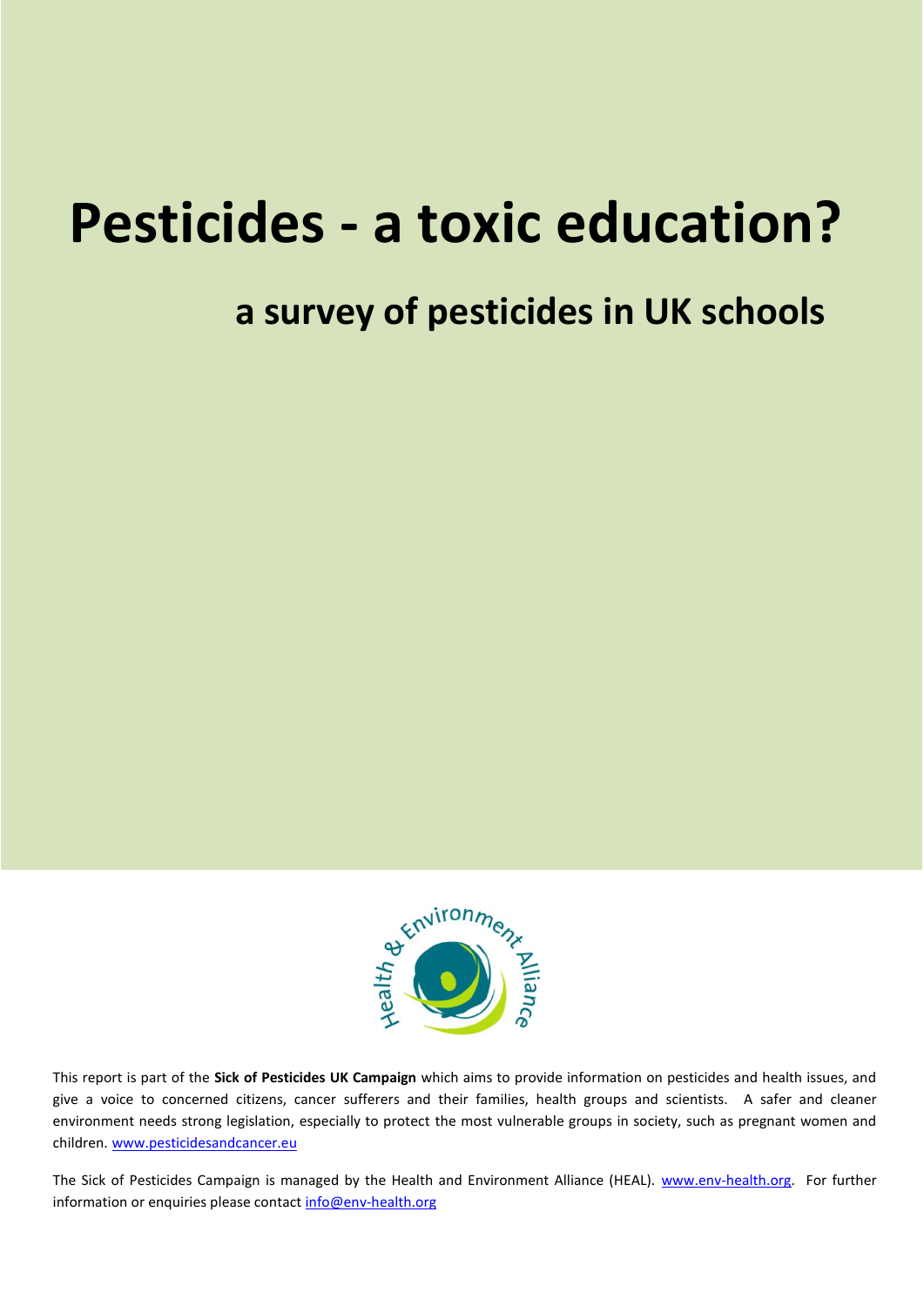# Pesticides - a toxic education?

## a survey of pesticides in UK schools

Health & Environment Alliance

This report is part of the **Sick of Pesticides UK Campaign** which aims to provide information on pesticides and health issues, and give a voice to concerned citizens, cancer sufferers and their families, health groups and scientists. A safer and cleaner environment needs strong legislation, especially to protect the most vulnerable groups in society, such as pregnant women and children. www.pesticidesandcancer.eu

The Sick of Pesticides Campaign is managed by the Health and Environment Alliance (HEAL). www.env-health.org. For further information or enquiries please contact info@env-health.org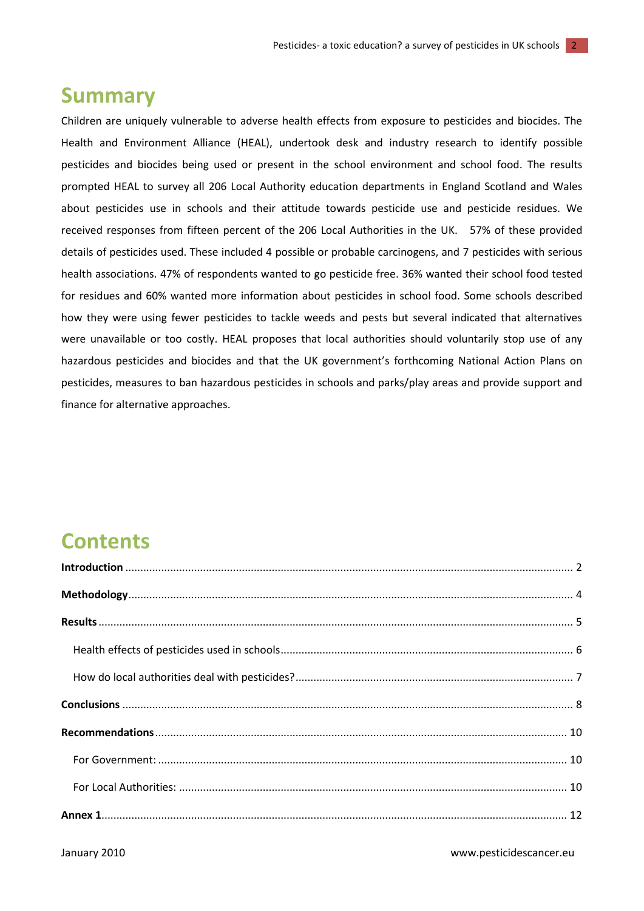# Summary

Children are uniquely vulnerable to adverse health effects from exposure to pesticides and biocides. The Health and Environment Alliance (HEAL), undertook desk and industry research to identify possible pesticides and biocides being used or present in the school environment and school food. The results prompted HEAL to survey all 206 Local Authority education departments in England Scotland and Wales about pesticides use in schools and their attitude towards pesticide use and pesticide residues. We received responses from fifteen percent of the 206 Local Authorities in the UK. 57% of these provided details of pesticides used. These included 4 possible or probable carcinogens, and 7 pesticides with serious health associations. 47% of respondents wanted to go pesticide free. 36% wanted their school food tested for residues and 60% wanted more information about pesticides in school food. Some schools described how they were using fewer pesticides to tackle weeds and pests but several indicated that alternatives were unavailable or too costly. HEAL proposes that local authorities should voluntarily stop use of any hazardous pesticides and biocides and that the UK government's forthcoming National Action Plans on pesticides, measures to ban hazardous pesticides in schools and parks/play areas and provide support and finance for alternative approaches.

# Contents

**Introduction** ........ 2

**Methodology** ........ 4

**Results** ........ 5

- Health effects of pesticides used in schools ........ 6
- How do local authorities deal with pesticides? ........ 7

**Conclusions** ........ 8

**Recommendations** ........ 10

- For Government: ........ 10
- For Local Authorities: ........ 10

**Annex 1** ........ 12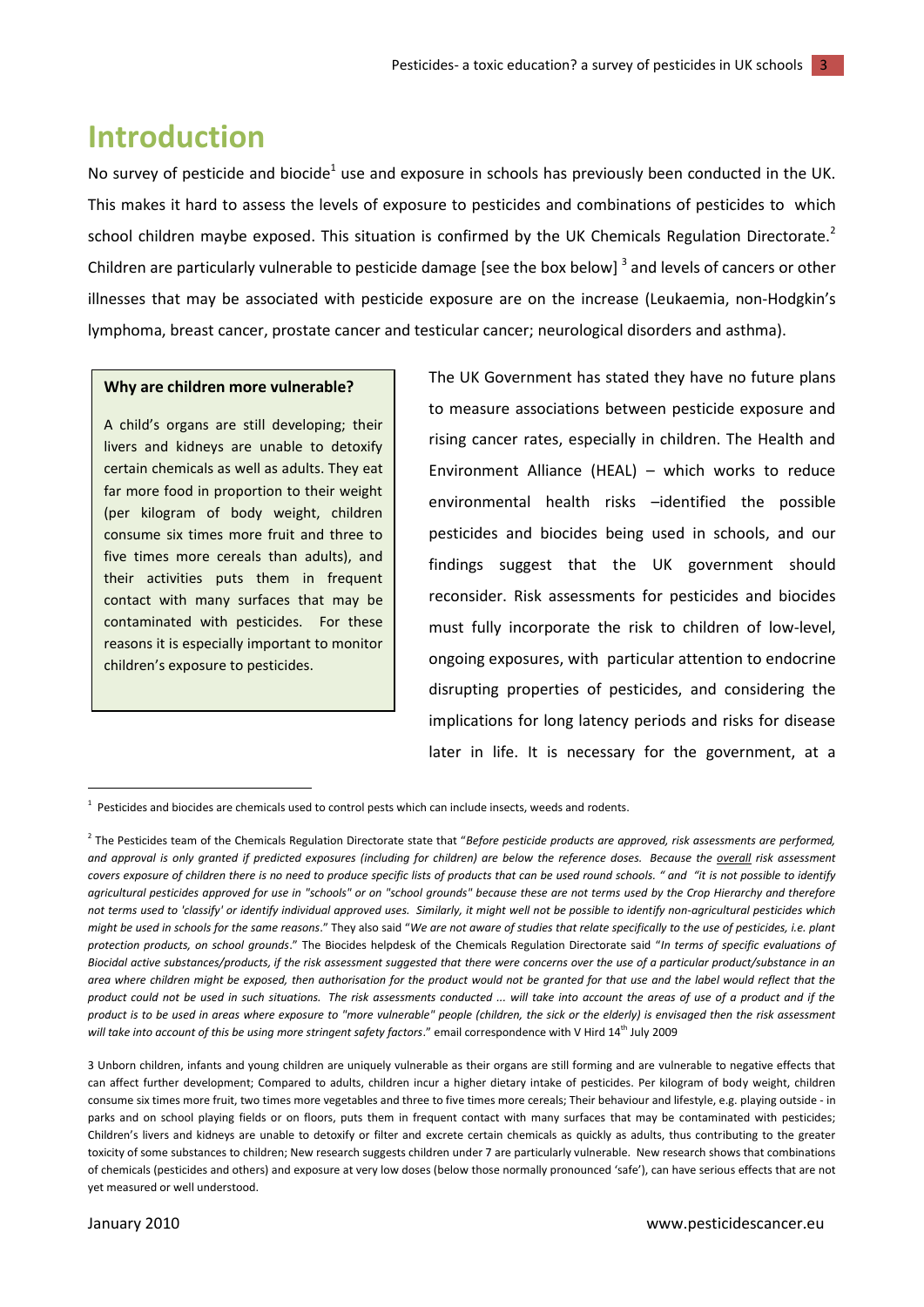# Introduction

No survey of pesticide and biocide[1] use and exposure in schools has previously been conducted in the UK. This makes it hard to assess the levels of exposure to pesticides and combinations of pesticides to which school children maybe exposed. This situation is confirmed by the UK Chemicals Regulation Directorate.[2] Children are particularly vulnerable to pesticide damage [see the box below] [3] and levels of cancers or other illnesses that may be associated with pesticide exposure are on the increase (Leukaemia, non-Hodgkin's lymphoma, breast cancer, prostate cancer and testicular cancer; neurological disorders and asthma).

> **Why are children more vulnerable?**
>
> A child's organs are still developing; their livers and kidneys are unable to detoxify certain chemicals as well as adults. They eat far more food in proportion to their weight (per kilogram of body weight, children consume six times more fruit and three to five times more cereals than adults), and their activities puts them in frequent contact with many surfaces that may be contaminated with pesticides. For these reasons it is especially important to monitor children's exposure to pesticides.

The UK Government has stated they have no future plans to measure associations between pesticide exposure and rising cancer rates, especially in children. The Health and Environment Alliance (HEAL) – which works to reduce environmental health risks –identified the possible pesticides and biocides being used in schools, and our findings suggest that the UK government should reconsider. Risk assessments for pesticides and biocides must fully incorporate the risk to children of low-level, ongoing exposures, with particular attention to endocrine disrupting properties of pesticides, and considering the implications for long latency periods and risks for disease later in life. It is necessary for the government, at a

---

[1] Pesticides and biocides are chemicals used to control pests which can include insects, weeds and rodents.

[2] The Pesticides team of the Chemicals Regulation Directorate state that "*Before pesticide products are approved, risk assessments are performed, and approval is only granted if predicted exposures (including for children) are below the reference doses. Because the overall risk assessment covers exposure of children there is no need to produce specific lists of products that can be used round schools. " and "it is not possible to identify agricultural pesticides approved for use in "schools" or on "school grounds" because these are not terms used by the Crop Hierarchy and therefore not terms used to 'classify' or identify individual approved uses. Similarly, it might well not be possible to identify non-agricultural pesticides which might be used in schools for the same reasons*." They also said "*We are not aware of studies that relate specifically to the use of pesticides, i.e. plant protection products, on school grounds*." The Biocides helpdesk of the Chemicals Regulation Directorate said "*In terms of specific evaluations of Biocidal active substances/products, if the risk assessment suggested that there were concerns over the use of a particular product/substance in an area where children might be exposed, then authorisation for the product would not be granted for that use and the label would reflect that the product could not be used in such situations. The risk assessments conducted ... will take into account the areas of use of a product and if the product is to be used in areas where exposure to "more vulnerable" people (children, the sick or the elderly) is envisaged then the risk assessment will take into account of this be using more stringent safety factors*." email correspondence with V Hird 14th July 2009

[3] Unborn children, infants and young children are uniquely vulnerable as their organs are still forming and are vulnerable to negative effects that can affect further development; Compared to adults, children incur a higher dietary intake of pesticides. Per kilogram of body weight, children consume six times more fruit, two times more vegetables and three to five times more cereals; Their behaviour and lifestyle, e.g. playing outside - in parks and on school playing fields or on floors, puts them in frequent contact with many surfaces that may be contaminated with pesticides; Children's livers and kidneys are unable to detoxify or filter and excrete certain chemicals as quickly as adults, thus contributing to the greater toxicity of some substances to children; New research suggests children under 7 are particularly vulnerable. New research shows that combinations of chemicals (pesticides and others) and exposure at very low doses (below those normally pronounced 'safe'), can have serious effects that are not yet measured or well understood.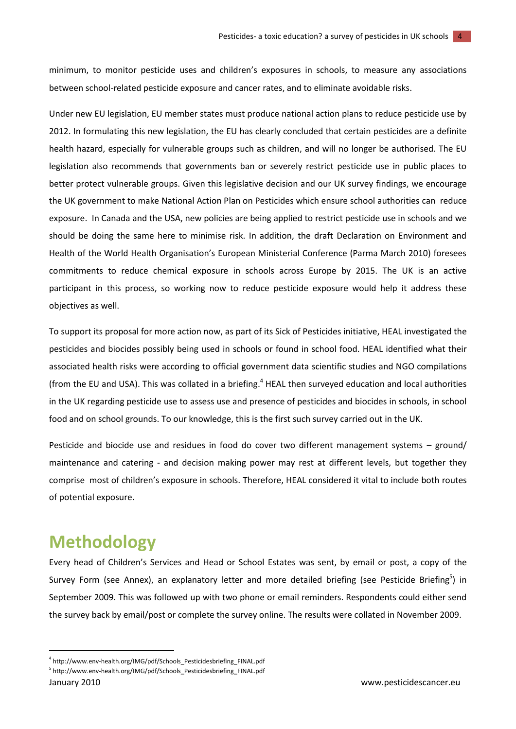minimum, to monitor pesticide uses and children's exposures in schools, to measure any associations between school-related pesticide exposure and cancer rates, and to eliminate avoidable risks.

Under new EU legislation, EU member states must produce national action plans to reduce pesticide use by 2012. In formulating this new legislation, the EU has clearly concluded that certain pesticides are a definite health hazard, especially for vulnerable groups such as children, and will no longer be authorised. The EU legislation also recommends that governments ban or severely restrict pesticide use in public places to better protect vulnerable groups. Given this legislative decision and our UK survey findings, we encourage the UK government to make National Action Plan on Pesticides which ensure school authorities can reduce exposure. In Canada and the USA, new policies are being applied to restrict pesticide use in schools and we should be doing the same here to minimise risk. In addition, the draft Declaration on Environment and Health of the World Health Organisation's European Ministerial Conference (Parma March 2010) foresees commitments to reduce chemical exposure in schools across Europe by 2015. The UK is an active participant in this process, so working now to reduce pesticide exposure would help it address these objectives as well.

To support its proposal for more action now, as part of its Sick of Pesticides initiative, HEAL investigated the pesticides and biocides possibly being used in schools or found in school food. HEAL identified what their associated health risks were according to official government data scientific studies and NGO compilations (from the EU and USA). This was collated in a briefing.[4] HEAL then surveyed education and local authorities in the UK regarding pesticide use to assess use and presence of pesticides and biocides in schools, in school food and on school grounds. To our knowledge, this is the first such survey carried out in the UK.

Pesticide and biocide use and residues in food do cover two different management systems – ground/ maintenance and catering - and decision making power may rest at different levels, but together they comprise most of children's exposure in schools. Therefore, HEAL considered it vital to include both routes of potential exposure.

# Methodology

Every head of Children's Services and Head or School Estates was sent, by email or post, a copy of the Survey Form (see Annex), an explanatory letter and more detailed briefing (see Pesticide Briefing[5]) in September 2009. This was followed up with two phone or email reminders. Respondents could either send the survey back by email/post or complete the survey online. The results were collated in November 2009.

---

[4] http://www.env-health.org/IMG/pdf/Schools_Pesticidesbriefing_FINAL.pdf

[5] http://www.env-health.org/IMG/pdf/Schools_Pesticidesbriefing_FINAL.pdf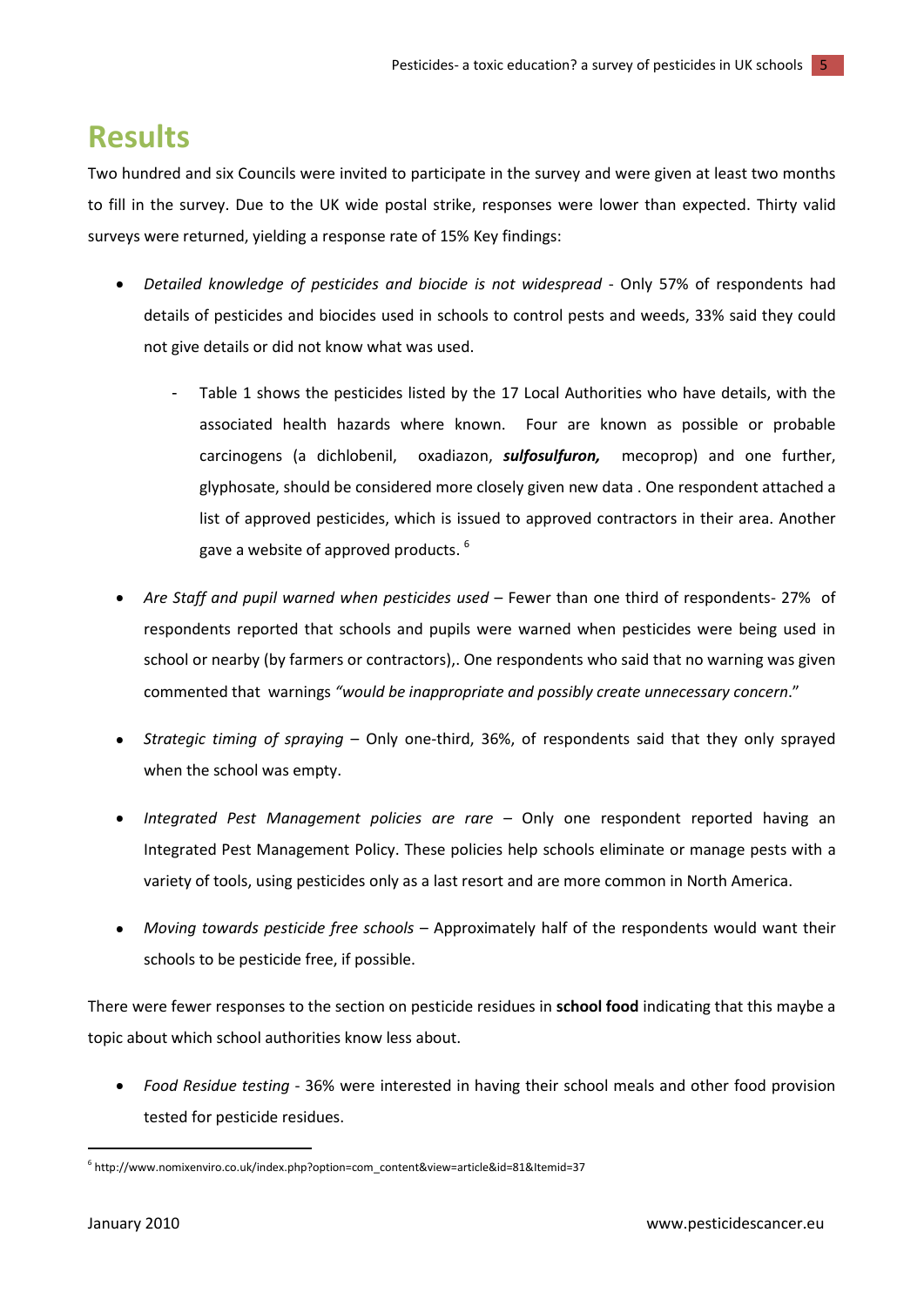# Results

Two hundred and six Councils were invited to participate in the survey and were given at least two months to fill in the survey. Due to the UK wide postal strike, responses were lower than expected. Thirty valid surveys were returned, yielding a response rate of 15% Key findings:

- *Detailed knowledge of pesticides and biocide is not widespread* - Only 57% of respondents had details of pesticides and biocides used in schools to control pests and weeds, 33% said they could not give details or did not know what was used.
  - Table 1 shows the pesticides listed by the 17 Local Authorities who have details, with the associated health hazards where known. Four are known as possible or probable carcinogens (a dichlobenil, oxadiazon, ***sulfosulfuron,*** mecoprop) and one further, glyphosate, should be considered more closely given new data . One respondent attached a list of approved pesticides, which is issued to approved contractors in their area. Another gave a website of approved products. [6]
- *Are Staff and pupil warned when pesticides used* – Fewer than one third of respondents- 27% of respondents reported that schools and pupils were warned when pesticides were being used in school or nearby (by farmers or contractors),. One respondents who said that no warning was given commented that warnings *"would be inappropriate and possibly create unnecessary concern*."
- *Strategic timing of spraying* – Only one-third, 36%, of respondents said that they only sprayed when the school was empty.
- *Integrated Pest Management policies are rare* – Only one respondent reported having an Integrated Pest Management Policy. These policies help schools eliminate or manage pests with a variety of tools, using pesticides only as a last resort and are more common in North America.
- *Moving towards pesticide free schools* – Approximately half of the respondents would want their schools to be pesticide free, if possible.

There were fewer responses to the section on pesticide residues in **school food** indicating that this maybe a topic about which school authorities know less about.

- *Food Residue testing* - 36% were interested in having their school meals and other food provision tested for pesticide residues.

[6] http://www.nomixenviro.co.uk/index.php?option=com_content&view=article&id=81&Itemid=37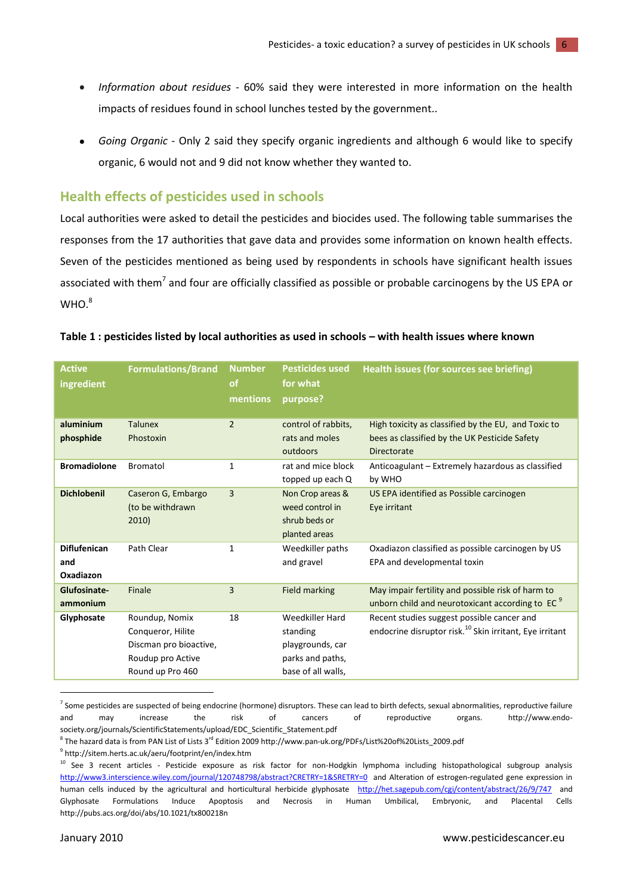- *Information about residues* - 60% said they were interested in more information on the health impacts of residues found in school lunches tested by the government..

- *Going Organic* - Only 2 said they specify organic ingredients and although 6 would like to specify organic, 6 would not and 9 did not know whether they wanted to.

## Health effects of pesticides used in schools

Local authorities were asked to detail the pesticides and biocides used. The following table summarises the responses from the 17 authorities that gave data and provides some information on known health effects. Seven of the pesticides mentioned as being used by respondents in schools have significant health issues associated with them[7] and four are officially classified as possible or probable carcinogens by the US EPA or WHO.[8]

**Table 1 : pesticides listed by local authorities as used in schools – with health issues where known**

| Active ingredient | Formulations/Brand | Number of mentions | Pesticides used for what purpose? | Health issues (for sources see briefing) |
|---|---|---|---|---|
| **aluminium phosphide** | Talunex Phostoxin | 2 | control of rabbits, rats and moles outdoors | High toxicity as classified by the EU, and Toxic to bees as classified by the UK Pesticide Safety Directorate |
| **Bromadiolone** | Bromatol | 1 | rat and mice block topped up each Q | Anticoagulant – Extremely hazardous as classified by WHO |
| **Dichlobenil** | Caseron G, Embargo (to be withdrawn 2010) | 3 | Non Crop areas & weed control in shrub beds or planted areas | US EPA identified as Possible carcinogen<br>Eye irritant |
| **Diflufenican and Oxadiazon** | Path Clear | 1 | Weedkiller paths and gravel | Oxadiazon classified as possible carcinogen by US EPA and developmental toxin |
| **Glufosinate-ammonium** | Finale | 3 | Field marking | May impair fertility and possible risk of harm to unborn child and neurotoxicant according to EC [9] |
| **Glyphosate** | Roundup, Nomix Conqueror, Hilite Discman pro bioactive, Roudup pro Active Round up Pro 460 | 18 | Weedkiller Hard standing playgrounds, car parks and paths, base of all walls, | Recent studies suggest possible cancer and endocrine disruptor risk.[10] Skin irritant, Eye irritant |

---

[7] Some pesticides are suspected of being endocrine (hormone) disruptors. These can lead to birth defects, sexual abnormalities, reproductive failure and may increase the risk of cancers of reproductive organs. http://www.endo-society.org/journals/ScientificStatements/upload/EDC_Scientific_Statement.pdf

[8] The hazard data is from PAN List of Lists 3rd Edition 2009 http://www.pan-uk.org/PDFs/List%20of%20Lists_2009.pdf

[9] http://sitem.herts.ac.uk/aeru/footprint/en/index.htm

[10] See 3 recent articles - Pesticide exposure as risk factor for non-Hodgkin lymphoma including histopathological subgroup analysis http://www3.interscience.wiley.com/journal/120748798/abstract?CRETRY=1&SRETRY=0 and Alteration of estrogen-regulated gene expression in human cells induced by the agricultural and horticultural herbicide glyphosate http://het.sagepub.com/cgi/content/abstract/26/9/747 and Glyphosate Formulations Induce Apoptosis and Necrosis in Human Umbilical, Embryonic, and Placental Cells http://pubs.acs.org/doi/abs/10.1021/tx800218n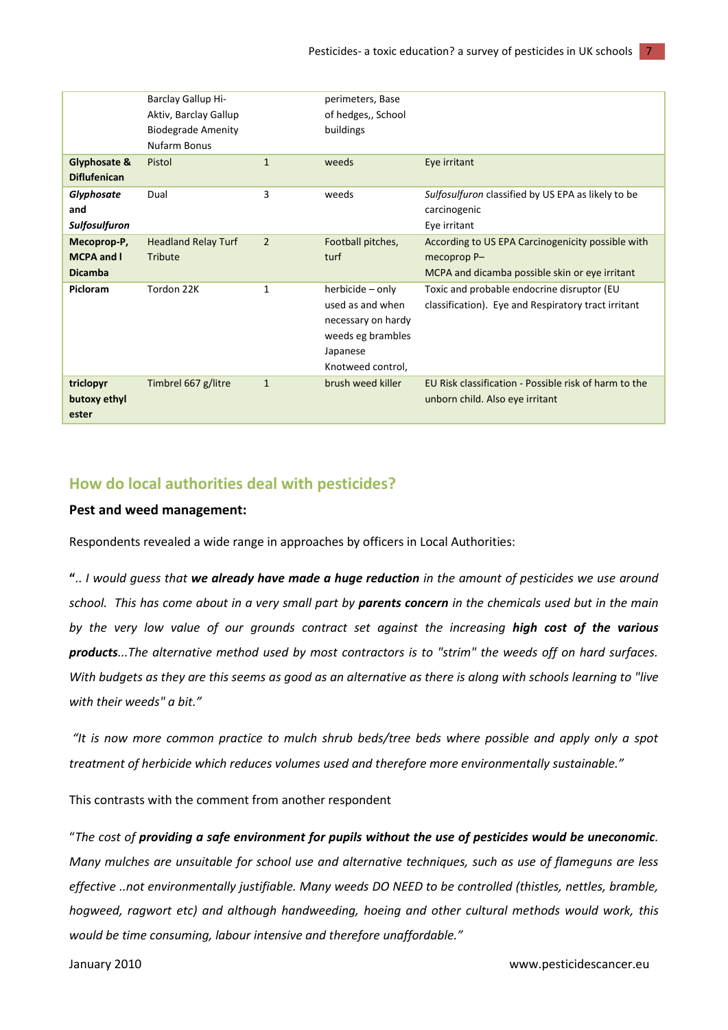| | | | | |
|---|---|---|---|---|
| | Barclay Gallup Hi-Aktiv, Barclay Gallup Biodegrade Amenity Nufarm Bonus | | perimeters, Base of hedges,, School buildings | |
| **Glyphosate & Diflufenican** | Pistol | 1 | weeds | Eye irritant |
| ***Glyphosate* and *Sulfosulfuron*** | Dual | 3 | weeds | *Sulfosulfuron* classified by US EPA as likely to be carcinogenic<br>Eye irritant |
| **Mecoprop-P, MCPA and l Dicamba** | Headland Relay Turf Tribute | 2 | Football pitches, turf | According to US EPA Carcinogenicity possible with mecoprop P–<br>MCPA and dicamba possible skin or eye irritant |
| **Picloram** | Tordon 22K | 1 | herbicide – only used as and when necessary on hardy weeds eg brambles Japanese Knotweed control, | Toxic and probable endocrine disruptor (EU classification). Eye and Respiratory tract irritant |
| **triclopyr butoxy ethyl ester** | Timbrel 667 g/litre | 1 | brush weed killer | EU Risk classification - Possible risk of harm to the unborn child. Also eye irritant |

## How do local authorities deal with pesticides?

### Pest and weed management:

Respondents revealed a wide range in approaches by officers in Local Authorities:

"*.. I would guess that **we already have made a huge reduction** in the amount of pesticides we use around school. This has come about in a very small part by **parents concern** in the chemicals used but in the main by the very low value of our grounds contract set against the increasing **high cost of the various products**...The alternative method used by most contractors is to "strim" the weeds off on hard surfaces. With budgets as they are this seems as good as an alternative as there is along with schools learning to "live with their weeds" a bit."*

*"It is now more common practice to mulch shrub beds/tree beds where possible and apply only a spot treatment of herbicide which reduces volumes used and therefore more environmentally sustainable."*

This contrasts with the comment from another respondent

"*The cost of **providing a safe environment for pupils without the use of pesticides would be uneconomic**. Many mulches are unsuitable for school use and alternative techniques, such as use of flameguns are less effective ..not environmentally justifiable. Many weeds DO NEED to be controlled (thistles, nettles, bramble, hogweed, ragwort etc) and although handweeding, hoeing and other cultural methods would work, this would be time consuming, labour intensive and therefore unaffordable."*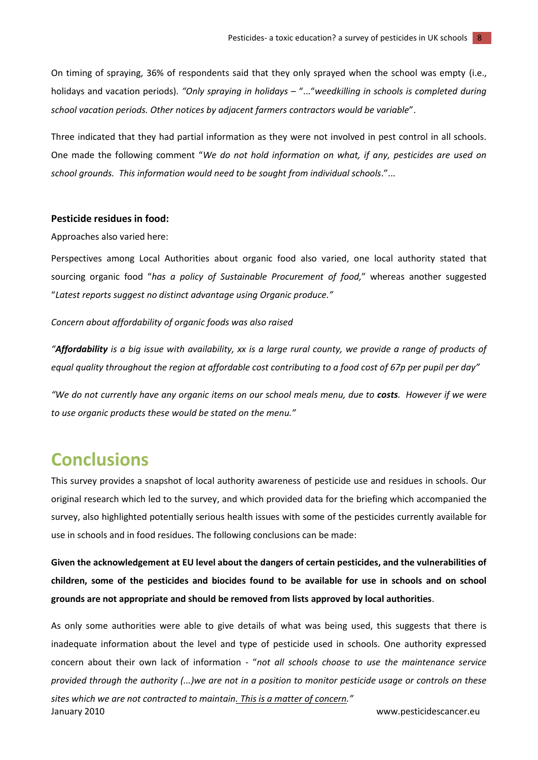On timing of spraying, 36% of respondents said that they only sprayed when the school was empty (i.e., holidays and vacation periods). *"Only spraying in holidays* – "..."*weedkilling in schools is completed during school vacation periods. Other notices by adjacent farmers contractors would be variable*".

Three indicated that they had partial information as they were not involved in pest control in all schools. One made the following comment "*We do not hold information on what, if any, pesticides are used on school grounds. This information would need to be sought from individual schools*."...

**Pesticide residues in food:**

Approaches also varied here:

Perspectives among Local Authorities about organic food also varied, one local authority stated that sourcing organic food "*has a policy of Sustainable Procurement of food,*" whereas another suggested "*Latest reports suggest no distinct advantage using Organic produce."*

*Concern about affordability of organic foods was also raised*

*"**Affordability** is a big issue with availability, xx is a large rural county, we provide a range of products of equal quality throughout the region at affordable cost contributing to a food cost of 67p per pupil per day"*

*"We do not currently have any organic items on our school meals menu, due to **costs**. However if we were to use organic products these would be stated on the menu."*

# Conclusions

This survey provides a snapshot of local authority awareness of pesticide use and residues in schools. Our original research which led to the survey, and which provided data for the briefing which accompanied the survey, also highlighted potentially serious health issues with some of the pesticides currently available for use in schools and in food residues. The following conclusions can be made:

**Given the acknowledgement at EU level about the dangers of certain pesticides, and the vulnerabilities of children, some of the pesticides and biocides found to be available for use in schools and on school grounds are not appropriate and should be removed from lists approved by local authorities**.

As only some authorities were able to give details of what was being used, this suggests that there is inadequate information about the level and type of pesticide used in schools. One authority expressed concern about their own lack of information - "*not all schools choose to use the maintenance service provided through the authority (...)we are not in a position to monitor pesticide usage or controls on these sites which we are not contracted to maintain. This is a matter of concern."*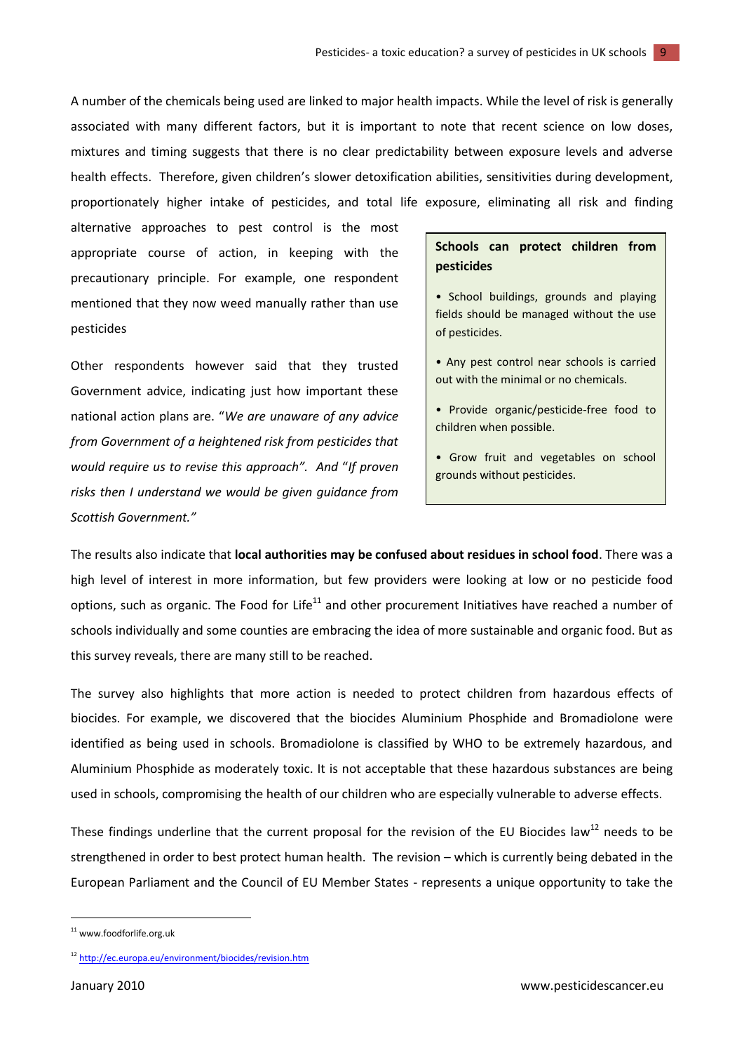A number of the chemicals being used are linked to major health impacts. While the level of risk is generally associated with many different factors, but it is important to note that recent science on low doses, mixtures and timing suggests that there is no clear predictability between exposure levels and adverse health effects. Therefore, given children's slower detoxification abilities, sensitivities during development, proportionately higher intake of pesticides, and total life exposure, eliminating all risk and finding alternative approaches to pest control is the most appropriate course of action, in keeping with the precautionary principle. For example, one respondent mentioned that they now weed manually rather than use pesticides

Other respondents however said that they trusted Government advice, indicating just how important these national action plans are. "*We are unaware of any advice from Government of a heightened risk from pesticides that would require us to revise this approach*". *And* "*If proven risks then I understand we would be given guidance from Scottish Government.*"

> **Schools can protect children from pesticides**
>
> - School buildings, grounds and playing fields should be managed without the use of pesticides.
> - Any pest control near schools is carried out with the minimal or no chemicals.
> - Provide organic/pesticide-free food to children when possible.
> - Grow fruit and vegetables on school grounds without pesticides.

The results also indicate that **local authorities may be confused about residues in school food**. There was a high level of interest in more information, but few providers were looking at low or no pesticide food options, such as organic. The Food for Life[11] and other procurement Initiatives have reached a number of schools individually and some counties are embracing the idea of more sustainable and organic food. But as this survey reveals, there are many still to be reached.

The survey also highlights that more action is needed to protect children from hazardous effects of biocides. For example, we discovered that the biocides Aluminium Phosphide and Bromadiolone were identified as being used in schools. Bromadiolone is classified by WHO to be extremely hazardous, and Aluminium Phosphide as moderately toxic. It is not acceptable that these hazardous substances are being used in schools, compromising the health of our children who are especially vulnerable to adverse effects.

These findings underline that the current proposal for the revision of the EU Biocides law[12] needs to be strengthened in order to best protect human health. The revision – which is currently being debated in the European Parliament and the Council of EU Member States - represents a unique opportunity to take the

---

[11] www.foodforlife.org.uk

[12] http://ec.europa.eu/environment/biocides/revision.htm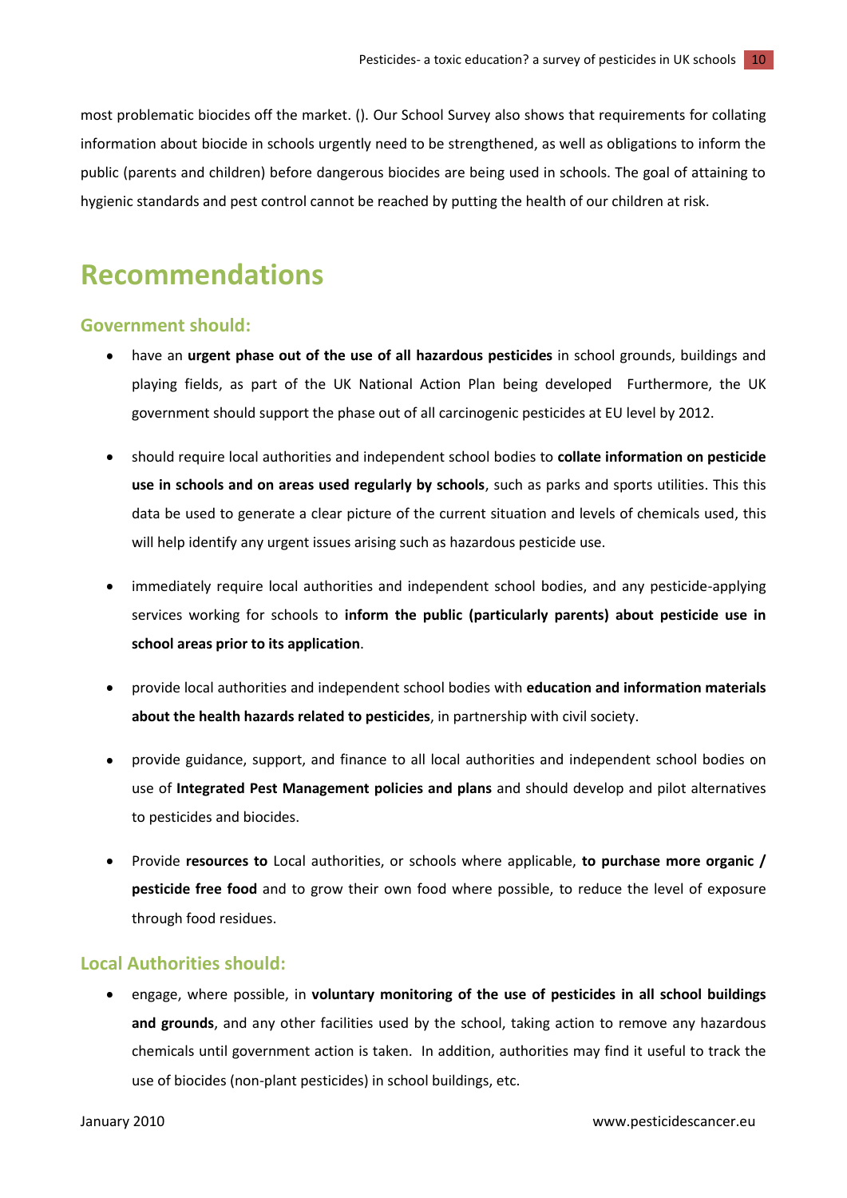most problematic biocides off the market. (). Our School Survey also shows that requirements for collating information about biocide in schools urgently need to be strengthened, as well as obligations to inform the public (parents and children) before dangerous biocides are being used in schools. The goal of attaining to hygienic standards and pest control cannot be reached by putting the health of our children at risk.

# Recommendations

## Government should:

- have an **urgent phase out of the use of all hazardous pesticides** in school grounds, buildings and playing fields, as part of the UK National Action Plan being developed  Furthermore, the UK government should support the phase out of all carcinogenic pesticides at EU level by 2012.

- should require local authorities and independent school bodies to **collate information on pesticide use in schools and on areas used regularly by schools**, such as parks and sports utilities. This this data be used to generate a clear picture of the current situation and levels of chemicals used, this will help identify any urgent issues arising such as hazardous pesticide use.

- immediately require local authorities and independent school bodies, and any pesticide-applying services working for schools to **inform the public (particularly parents) about pesticide use in school areas prior to its application**.

- provide local authorities and independent school bodies with **education and information materials about the health hazards related to pesticides**, in partnership with civil society.

- provide guidance, support, and finance to all local authorities and independent school bodies on use of **Integrated Pest Management policies and plans** and should develop and pilot alternatives to pesticides and biocides.

- Provide **resources to** Local authorities, or schools where applicable, **to purchase more organic / pesticide free food** and to grow their own food where possible, to reduce the level of exposure through food residues.

## Local Authorities should:

- engage, where possible, in **voluntary monitoring of the use of pesticides in all school buildings and grounds**, and any other facilities used by the school, taking action to remove any hazardous chemicals until government action is taken.  In addition, authorities may find it useful to track the use of biocides (non-plant pesticides) in school buildings, etc.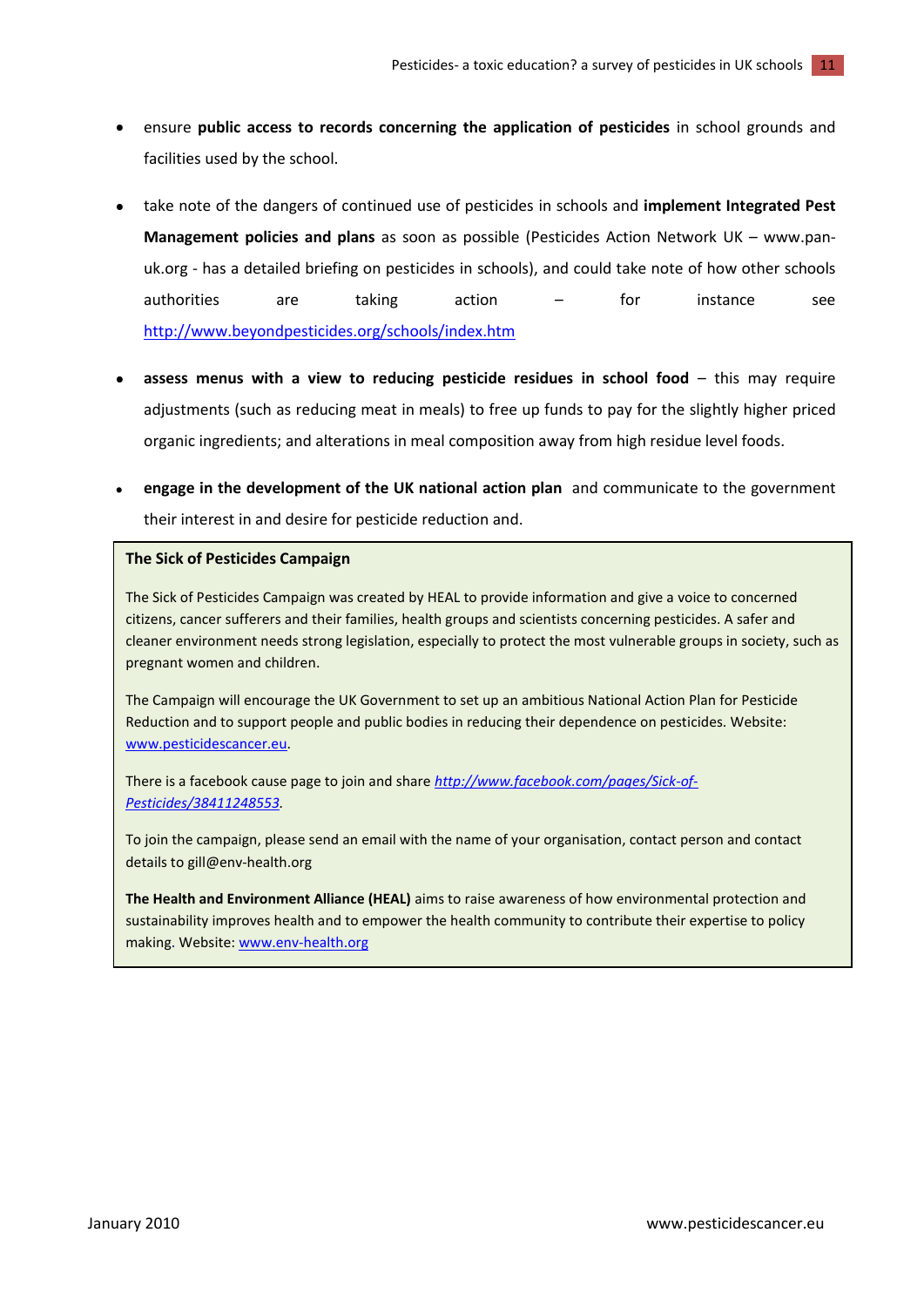- ensure **public access to records concerning the application of pesticides** in school grounds and facilities used by the school.

- take note of the dangers of continued use of pesticides in schools and **implement Integrated Pest Management policies and plans** as soon as possible (Pesticides Action Network UK – www.pan-uk.org - has a detailed briefing on pesticides in schools), and could take note of how other schools authorities are taking action – for instance see http://www.beyondpesticides.org/schools/index.htm

- **assess menus with a view to reducing pesticide residues in school food** – this may require adjustments (such as reducing meat in meals) to free up funds to pay for the slightly higher priced organic ingredients; and alterations in meal composition away from high residue level foods.

- **engage in the development of the UK national action plan** and communicate to the government their interest in and desire for pesticide reduction and.

**The Sick of Pesticides Campaign**

The Sick of Pesticides Campaign was created by HEAL to provide information and give a voice to concerned citizens, cancer sufferers and their families, health groups and scientists concerning pesticides. A safer and cleaner environment needs strong legislation, especially to protect the most vulnerable groups in society, such as pregnant women and children.

The Campaign will encourage the UK Government to set up an ambitious National Action Plan for Pesticide Reduction and to support people and public bodies in reducing their dependence on pesticides. Website: www.pesticidescancer.eu.

There is a facebook cause page to join and share *http://www.facebook.com/pages/Sick-of-Pesticides/38411248553*.

To join the campaign, please send an email with the name of your organisation, contact person and contact details to gill@env-health.org

**The Health and Environment Alliance (HEAL)** aims to raise awareness of how environmental protection and sustainability improves health and to empower the health community to contribute their expertise to policy making. Website: www.env-health.org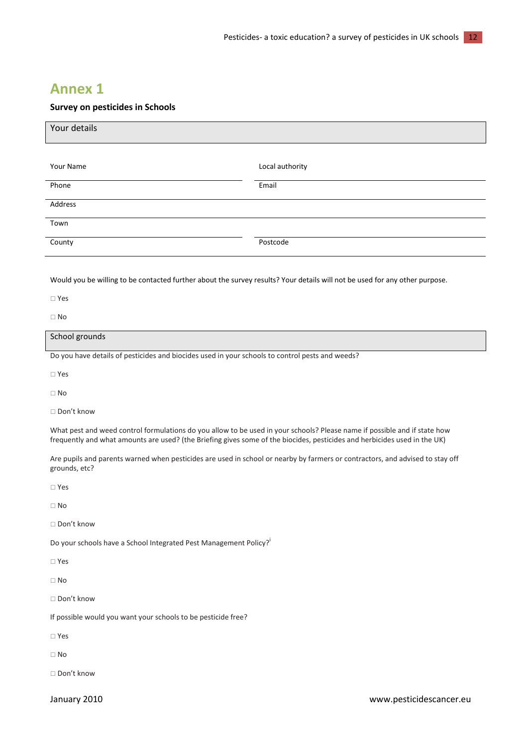# Annex 1

**Survey on pesticides in Schools**

| Your details | |
|---|---|
| Your Name | Local authority |
| Phone | Email |
| Address | |
| Town | |
| County | Postcode |

Would you be willing to be contacted further about the survey results? Your details will not be used for any other purpose.

□ Yes

□ No

## School grounds

Do you have details of pesticides and biocides used in your schools to control pests and weeds?

□ Yes

□ No

□ Don't know

What pest and weed control formulations do you allow to be used in your schools? Please name if possible and if state how frequently and what amounts are used? (the Briefing gives some of the biocides, pesticides and herbicides used in the UK)

Are pupils and parents warned when pesticides are used in school or nearby by farmers or contractors, and advised to stay off grounds, etc?

□ Yes

□ No

□ Don't know

Do your schools have a School Integrated Pest Management Policy?[i]

□ Yes

□ No

□ Don't know

If possible would you want your schools to be pesticide free?

□ Yes

□ No

□ Don't know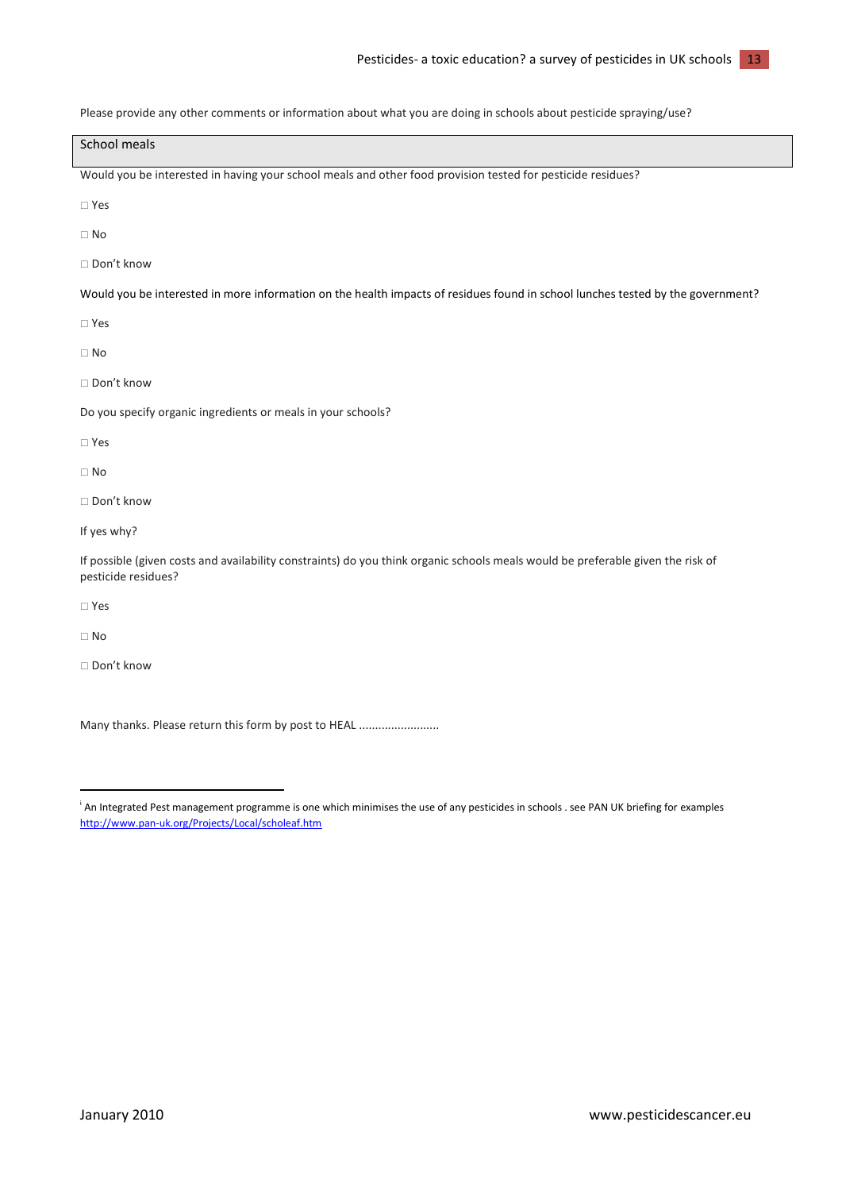Please provide any other comments or information about what you are doing in schools about pesticide spraying/use?

## School meals

Would you be interested in having your school meals and other food provision tested for pesticide residues?

□ Yes

□ No

□ Don't know

Would you be interested in more information on the health impacts of residues found in school lunches tested by the government?

□ Yes

□ No

□ Don't know

Do you specify organic ingredients or meals in your schools?

□ Yes

□ No

□ Don't know

If yes why?

If possible (given costs and availability constraints) do you think organic schools meals would be preferable given the risk of pesticide residues?

□ Yes

□ No

□ Don't know

Many thanks. Please return this form by post to HEAL .........................

---

[i] An Integrated Pest management programme is one which minimises the use of any pesticides in schools . see PAN UK briefing for examples http://www.pan-uk.org/Projects/Local/scholeaf.htm